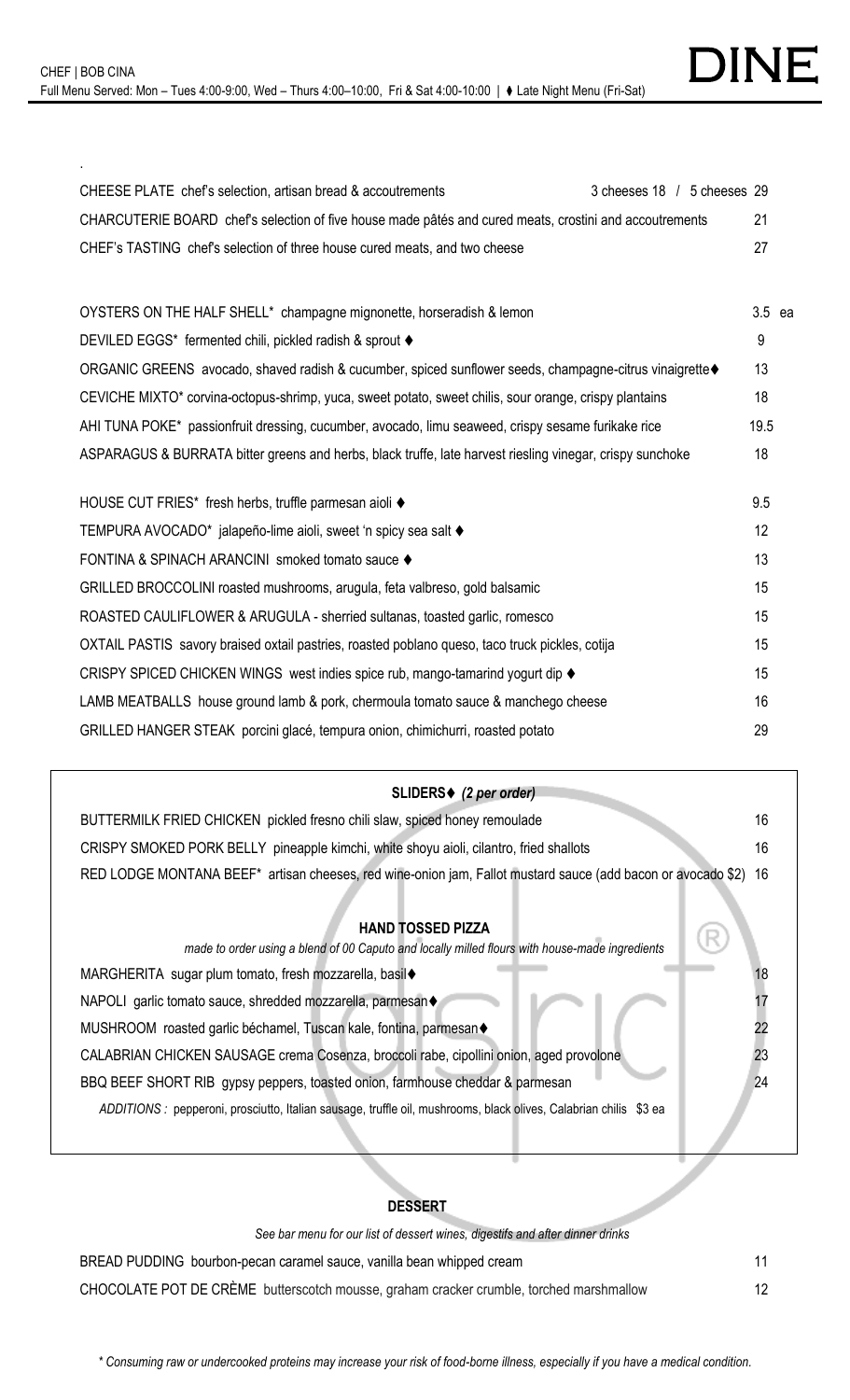CHEF | BOB CINA

Full Menu Served: Mon – Tues 4:00-9:00, Wed – Thurs 4:00–10:00, Fri & Sat 4:00-10:00 | ♦ Late Night Menu (Fri-Sat)

# DINE

.

CHEESE PLATE chef's selection, artisan bread & accoutrements — 3 cheeses 18 / 5 cheeses 29

CHARCUTERIE BOARD chef's selection of five house made pâtés and cured meats, crostini and accoutrements — 21

CHEF's TASTING chef's selection of three house cured meats, and two cheese — 27

OYSTERS ON THE HALF SHELL* champagne mignonette, horseradish & lemon — 3.5 ea

DEVILED EGGS* fermented chili, pickled radish & sprout ♦ — 9

ORGANIC GREENS avocado, shaved radish & cucumber, spiced sunflower seeds, champagne-citrus vinaigrette♦ — 13

CEVICHE MIXTO* corvina-octopus-shrimp, yuca, sweet potato, sweet chilis, sour orange, crispy plantains — 18

AHI TUNA POKE* passionfruit dressing, cucumber, avocado, limu seaweed, crispy sesame furikake rice — 19.5

ASPARAGUS & BURRATA bitter greens and herbs, black truffle, late harvest riesling vinegar, crispy sunchoke — 18

HOUSE CUT FRIES* fresh herbs, truffle parmesan aioli ♦ — 9.5

TEMPURA AVOCADO* jalapeño-lime aioli, sweet 'n spicy sea salt ♦ — 12

FONTINA & SPINACH ARANCINI smoked tomato sauce ♦ — 13

GRILLED BROCCOLINI roasted mushrooms, arugula, feta valbreso, gold balsamic — 15

ROASTED CAULIFLOWER & ARUGULA - sherried sultanas, toasted garlic, romesco — 15

OXTAIL PASTIS savory braised oxtail pastries, roasted poblano queso, taco truck pickles, cotija — 15

CRISPY SPICED CHICKEN WINGS west indies spice rub, mango-tamarind yogurt dip ♦ — 15

LAMB MEATBALLS house ground lamb & pork, chermoula tomato sauce & manchego cheese — 16

GRILLED HANGER STEAK porcini glacé, tempura onion, chimichurri, roasted potato — 29

## SLIDERS♦ *(2 per order)*

BUTTERMILK FRIED CHICKEN pickled fresno chili slaw, spiced honey remoulade — 16

CRISPY SMOKED PORK BELLY pineapple kimchi, white shoyu aioli, cilantro, fried shallots — 16

RED LODGE MONTANA BEEF* artisan cheeses, red wine-onion jam, Fallot mustard sauce (add bacon or avocado $2) — 16

## HAND TOSSED PIZZA

*made to order using a blend of 00 Caputo and locally milled flours with house-made ingredients*

MARGHERITA sugar plum tomato, fresh mozzarella, basil♦ — 18

NAPOLI garlic tomato sauce, shredded mozzarella, parmesan♦ — 17

MUSHROOM roasted garlic béchamel, Tuscan kale, fontina, parmesan♦ — 22

CALABRIAN CHICKEN SAUSAGE crema Cosenza, broccoli rabe, cipollini onion, aged provolone — 23

BBQ BEEF SHORT RIB gypsy peppers, toasted onion, farmhouse cheddar & parmesan — 24

*ADDITIONS : pepperoni, prosciutto, Italian sausage, truffle oil, mushrooms, black olives, Calabrian chilis $3 ea*

## DESSERT

*See bar menu for our list of dessert wines, digestifs and after dinner drinks*

BREAD PUDDING bourbon-pecan caramel sauce, vanilla bean whipped cream — 11

CHOCOLATE POT DE CRÈME butterscotch mousse, graham cracker crumble, torched marshmallow — 12

*\* Consuming raw or undercooked proteins may increase your risk of food-borne illness, especially if you have a medical condition.*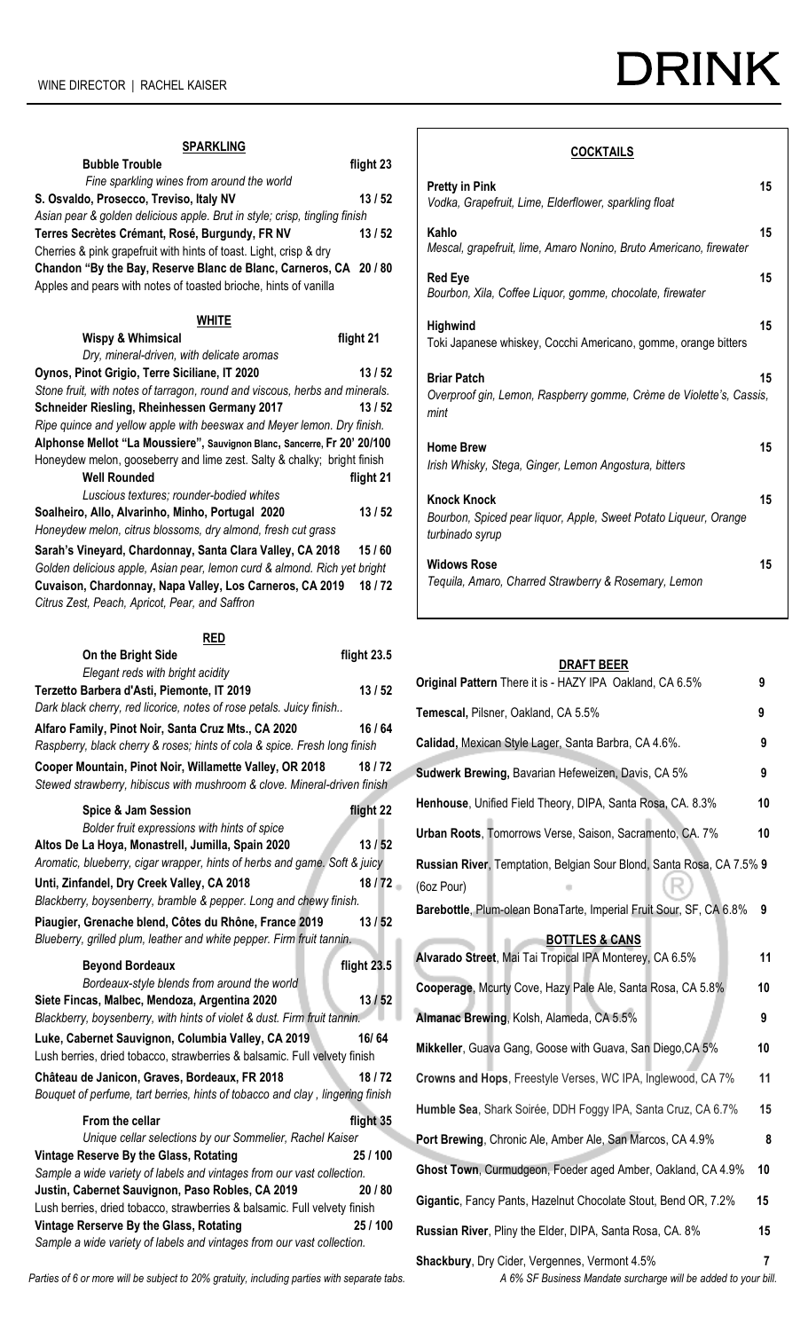WINE DIRECTOR | RACHEL KAISER

# DRINK

## SPARKLING

**Bubble Trouble** — flight 23
*Fine sparkling wines from around the world*

**S. Osvaldo, Prosecco, Treviso, Italy NV** — 13 / 52
*Asian pear & golden delicious apple. Brut in style; crisp, tingling finish*

**Terres Secrètes Crémant, Rosé, Burgundy, FR NV** — 13 / 52
*Cherries & pink grapefruit with hints of toast. Light, crisp & dry*

**Chandon "By the Bay, Reserve Blanc de Blanc, Carneros, CA** — 20 / 80
Apples and pears with notes of toasted brioche, hints of vanilla

## WHITE

**Wispy & Whimsical** — flight 21
*Dry, mineral-driven, with delicate aromas*

**Oynos, Pinot Grigio, Terre Siciliane, IT 2020** — 13 / 52
*Stone fruit, with notes of tarragon, round and viscous, herbs and minerals.*

**Schneider Riesling, Rheinhessen Germany 2017** — 13 / 52
*Ripe quince and yellow apple with beeswax and Meyer lemon. Dry finish.*

**Alphonse Mellot "La Moussiere", Sauvignon Blanc, Sancerre, Fr 20'** — 20/100
Honeydew melon, gooseberry and lime zest. Salty & chalky; bright finish

**Well Rounded** — flight 21
*Luscious textures; rounder-bodied whites*

**Soalheiro, Allo, Alvarinho, Minho, Portugal 2020** — 13 / 52
*Honeydew melon, citrus blossoms, dry almond, fresh cut grass*

**Sarah's Vineyard, Chardonnay, Santa Clara Valley, CA 2018** — 15 / 60
*Golden delicious apple, Asian pear, lemon curd & almond. Rich yet bright*

**Cuvaison, Chardonnay, Napa Valley, Los Carneros, CA 2019** — 18 / 72
*Citrus Zest, Peach, Apricot, Pear, and Saffron*

## RED

**On the Bright Side** — flight 23.5
*Elegant reds with bright acidity*

**Terzetto Barbera d'Asti, Piemonte, IT 2019** — 13 / 52
*Dark black cherry, red licorice, notes of rose petals. Juicy finish..*

**Alfaro Family, Pinot Noir, Santa Cruz Mts., CA 2020** — 16 / 64
*Raspberry, black cherry & roses; hints of cola & spice. Fresh long finish*

**Cooper Mountain, Pinot Noir, Willamette Valley, OR 2018** — 18 / 72
*Stewed strawberry, hibiscus with mushroom & clove. Mineral-driven finish*

**Spice & Jam Session** — flight 22
*Bolder fruit expressions with hints of spice*

**Altos De La Hoya, Monastrell, Jumilla, Spain 2020** — 13 / 52
*Aromatic, blueberry, cigar wrapper, hints of herbs and game. Soft & juicy*

**Unti, Zinfandel, Dry Creek Valley, CA 2018** — 18 / 72
*Blackberry, boysenberry, bramble & pepper. Long and chewy finish.*

**Piaugier, Grenache blend, Côtes du Rhône, France 2019** — 13 / 52
*Blueberry, grilled plum, leather and white pepper. Firm fruit tannin.*

**Beyond Bordeaux** — flight 23.5
*Bordeaux-style blends from around the world*

**Siete Fincas, Malbec, Mendoza, Argentina 2020** — 13 / 52
*Blackberry, boysenberry, with hints of violet & dust. Firm fruit tannin.*

**Luke, Cabernet Sauvignon, Columbia Valley, CA 2019** — 16/ 64
Lush berries, dried tobacco, strawberries & balsamic. Full velvety finish

**Château de Janicon, Graves, Bordeaux, FR 2018** — 18 / 72
*Bouquet of perfume, tart berries, hints of tobacco and clay , lingering finish*

**From the cellar** — flight 35
*Unique cellar selections by our Sommelier, Rachel Kaiser*

**Vintage Reserve By the Glass, Rotating** — 25 / 100
*Sample a wide variety of labels and vintages from our vast collection.*

**Justin, Cabernet Sauvignon, Paso Robles, CA 2019** — 20 / 80
Lush berries, dried tobacco, strawberries & balsamic. Full velvety finish

**Vintage Rerserve By the Glass, Rotating** — 25 / 100
*Sample a wide variety of labels and vintages from our vast collection.*

## COCKTAILS

**Pretty in Pink** — 15
*Vodka, Grapefruit, Lime, Elderflower, sparkling float*

**Kahlo** — 15
*Mescal, grapefruit, lime, Amaro Nonino, Bruto Americano, firewater*

**Red Eye** — 15
*Bourbon, Xila, Coffee Liquor, gomme, chocolate, firewater*

**Highwind** — 15
Toki Japanese whiskey, Cocchi Americano, gomme, orange bitters

**Briar Patch** — 15
*Overproof gin, Lemon, Raspberry gomme, Crème de Violette's, Cassis, mint*

**Home Brew** — 15
*Irish Whisky, Stega, Ginger, Lemon Angostura, bitters*

**Knock Knock** — 15
*Bourbon, Spiced pear liquor, Apple, Sweet Potato Liqueur, Orange turbinado syrup*

**Widows Rose** — 15
*Tequila, Amaro, Charred Strawberry & Rosemary, Lemon*

## DRAFT BEER

| | |
|---|---|
| **Original Pattern** There it is - HAZY IPA Oakland, CA 6.5% | 9 |
| **Temescal**, Pilsner, Oakland, CA 5.5% | 9 |
| **Calidad**, Mexican Style Lager, Santa Barbra, CA 4.6%. | 9 |
| **Sudwerk Brewing,** Bavarian Hefeweizen, Davis, CA 5% | 9 |
| **Henhouse**, Unified Field Theory, DIPA, Santa Rosa, CA. 8.3% | 10 |
| **Urban Roots**, Tomorrows Verse, Saison, Sacramento, CA. 7% | 10 |
| **Russian River**, Temptation, Belgian Sour Blond, Santa Rosa, CA 7.5% (6oz Pour) | 9 |
| **Barebottle**, Plum-olean BonaTarte, Imperial Fruit Sour, SF, CA 6.8% | 9 |

## BOTTLES & CANS

| | |
|---|---|
| **Alvarado Street**, Mai Tai Tropical IPA Monterey, CA 6.5% | 11 |
| **Cooperage**, Mcurty Cove, Hazy Pale Ale, Santa Rosa, CA 5.8% | 10 |
| **Almanac Brewing**, Kolsh, Alameda, CA 5.5% | 9 |
| **Mikkeller**, Guava Gang, Goose with Guava, San Diego,CA 5% | 10 |
| **Crowns and Hops**, Freestyle Verses, WC IPA, Inglewood, CA 7% | 11 |
| **Humble Sea**, Shark Soirée, DDH Foggy IPA, Santa Cruz, CA 6.7% | 15 |
| **Port Brewing**, Chronic Ale, Amber Ale, San Marcos, CA 4.9% | 8 |
| **Ghost Town**, Curmudgeon, Foeder aged Amber, Oakland, CA 4.9% | 10 |
| **Gigantic**, Fancy Pants, Hazelnut Chocolate Stout, Bend OR, 7.2% | 15 |
| **Russian River**, Pliny the Elder, DIPA, Santa Rosa, CA. 8% | 15 |
| **Shackbury**, Dry Cider, Vergennes, Vermont 4.5% | 7 |

*Parties of 6 or more will be subject to 20% gratuity, including parties with separate tabs.*

*A 6% SF Business Mandate surcharge will be added to your bill.*